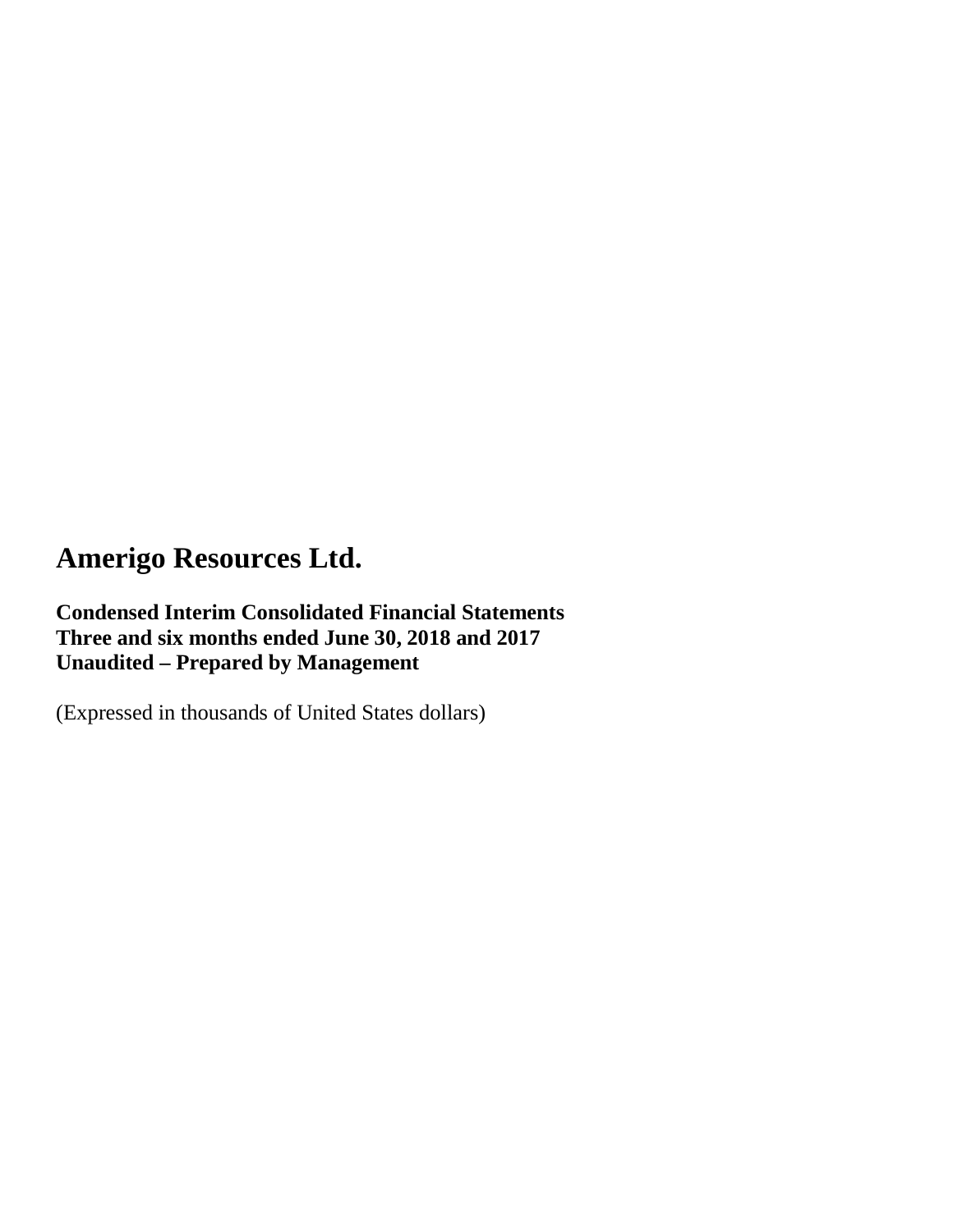# Amerigo Resources Ltd.

**Condensed Interim Consolidated Financial Statements**
**Three and six months ended June 30, 2018 and 2017**
**Unaudited – Prepared by Management**

(Expressed in thousands of United States dollars)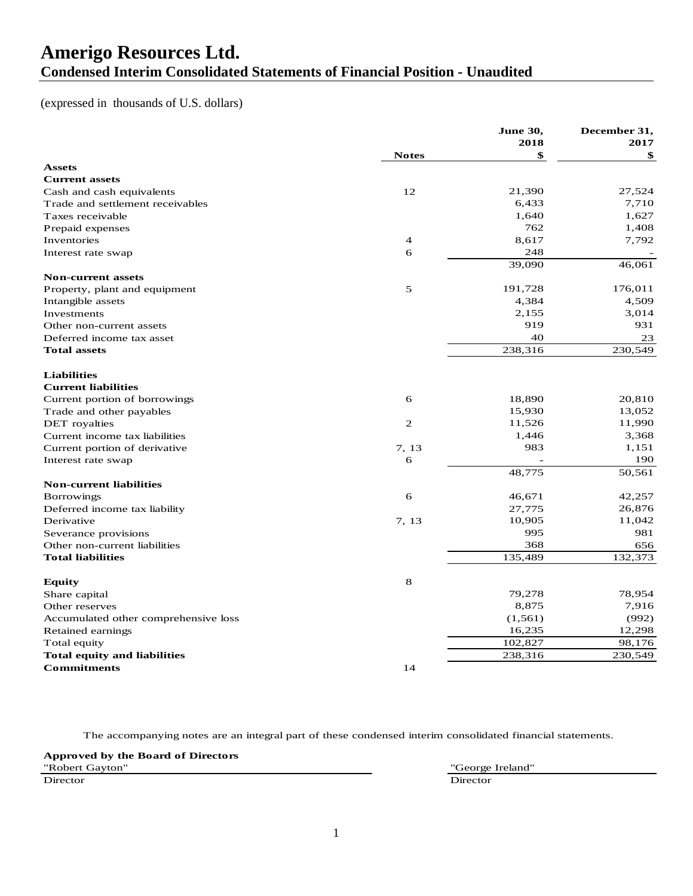# Amerigo Resources Ltd.

## Condensed Interim Consolidated Statements of Financial Position - Unaudited

(expressed in thousands of U.S. dollars)

| | Notes | June 30, 2018 $ | December 31, 2017 $ |
|---|---|---|---|
| **Assets** | | | |
| **Current assets** | | | |
| Cash and cash equivalents | 12 | 21,390 | 27,524 |
| Trade and settlement receivables | | 6,433 | 7,710 |
| Taxes receivable | | 1,640 | 1,627 |
| Prepaid expenses | | 762 | 1,408 |
| Inventories | 4 | 8,617 | 7,792 |
| Interest rate swap | 6 | 248 | - |
| | | 39,090 | 46,061 |
| **Non-current assets** | | | |
| Property, plant and equipment | 5 | 191,728 | 176,011 |
| Intangible assets | | 4,384 | 4,509 |
| Investments | | 2,155 | 3,014 |
| Other non-current assets | | 919 | 931 |
| Deferred income tax asset | | 40 | 23 |
| **Total assets** | | 238,316 | 230,549 |
| | | | |
| **Liabilities** | | | |
| **Current liabilities** | | | |
| Current portion of borrowings | 6 | 18,890 | 20,810 |
| Trade and other payables | | 15,930 | 13,052 |
| DET royalties | 2 | 11,526 | 11,990 |
| Current income tax liabilities | | 1,446 | 3,368 |
| Current portion of derivative | 7, 13 | 983 | 1,151 |
| Interest rate swap | 6 | - | 190 |
| | | 48,775 | 50,561 |
| **Non-current liabilities** | | | |
| Borrowings | 6 | 46,671 | 42,257 |
| Deferred income tax liability | | 27,775 | 26,876 |
| Derivative | 7, 13 | 10,905 | 11,042 |
| Severance provisions | | 995 | 981 |
| Other non-current liabilities | | 368 | 656 |
| **Total liabilities** | | 135,489 | 132,373 |
| | | | |
| **Equity** | 8 | | |
| Share capital | | 79,278 | 78,954 |
| Other reserves | | 8,875 | 7,916 |
| Accumulated other comprehensive loss | | (1,561) | (992) |
| Retained earnings | | 16,235 | 12,298 |
| Total equity | | 102,827 | 98,176 |
| **Total equity and liabilities** | | 238,316 | 230,549 |
| **Commitments** | 14 | | |

The accompanying notes are an integral part of these condensed interim consolidated financial statements.

**Approved by the Board of Directors**

"Robert Gayton"
Director

"George Ireland"
Director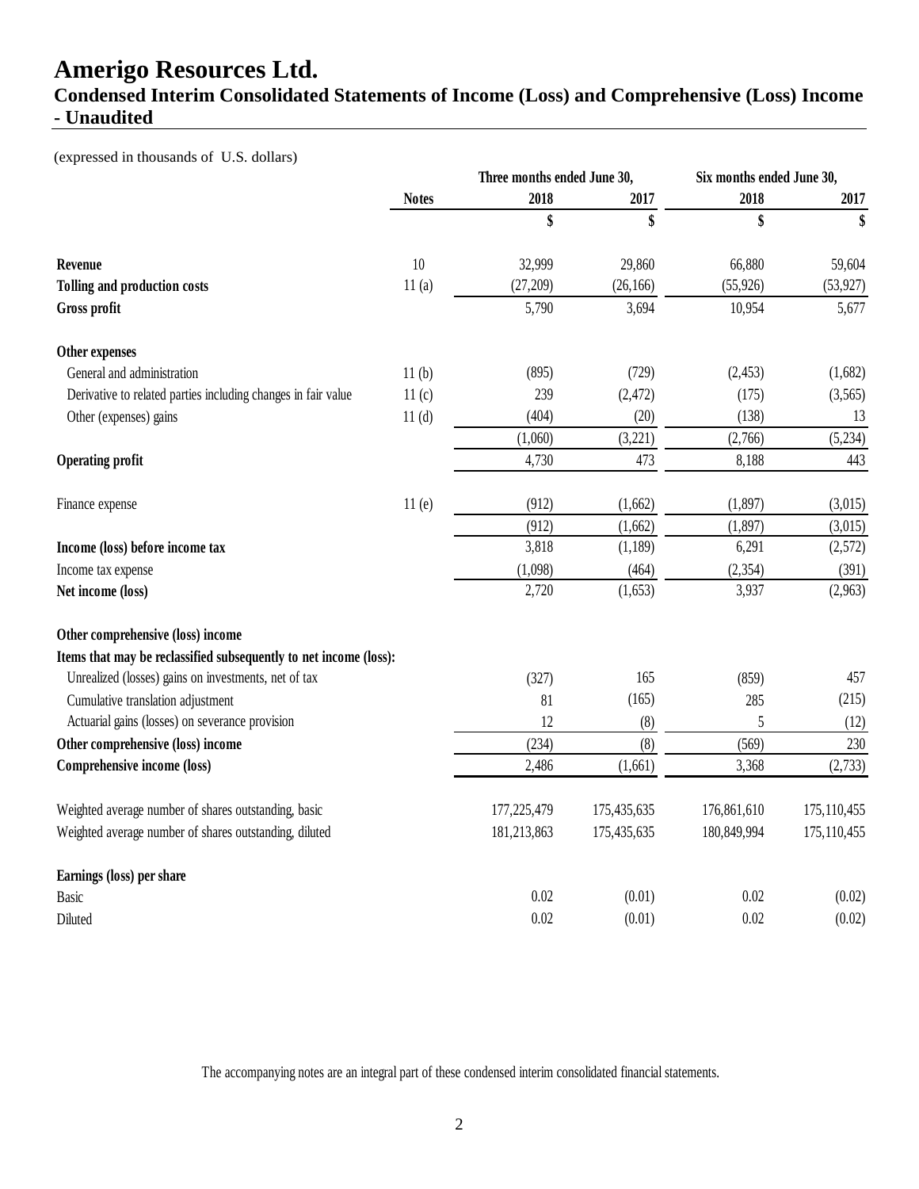# Amerigo Resources Ltd.

## Condensed Interim Consolidated Statements of Income (Loss) and Comprehensive (Loss) Income - Unaudited

(expressed in thousands of U.S. dollars)

| | | Three months ended June 30, | | Six months ended June 30, | |
|---|---|---|---|---|---|
| | **Notes** | **2018** | **2017** | **2018** | **2017** |
| | | **$** | **$** | **$** | **$** |
| **Revenue** | 10 | 32,999 | 29,860 | 66,880 | 59,604 |
| **Tolling and production costs** | 11 (a) | (27,209) | (26,166) | (55,926) | (53,927) |
| **Gross profit** | | 5,790 | 3,694 | 10,954 | 5,677 |
| **Other expenses** | | | | | |
| General and administration | 11 (b) | (895) | (729) | (2,453) | (1,682) |
| Derivative to related parties including changes in fair value | 11 (c) | 239 | (2,472) | (175) | (3,565) |
| Other (expenses) gains | 11 (d) | (404) | (20) | (138) | 13 |
| | | (1,060) | (3,221) | (2,766) | (5,234) |
| **Operating profit** | | 4,730 | 473 | 8,188 | 443 |
| Finance expense | 11 (e) | (912) | (1,662) | (1,897) | (3,015) |
| | | (912) | (1,662) | (1,897) | (3,015) |
| **Income (loss) before income tax** | | 3,818 | (1,189) | 6,291 | (2,572) |
| Income tax expense | | (1,098) | (464) | (2,354) | (391) |
| **Net income (loss)** | | 2,720 | (1,653) | 3,937 | (2,963) |
| **Other comprehensive (loss) income** | | | | | |
| **Items that may be reclassified subsequently to net income (loss):** | | | | | |
| Unrealized (losses) gains on investments, net of tax | | (327) | 165 | (859) | 457 |
| Cumulative translation adjustment | | 81 | (165) | 285 | (215) |
| Actuarial gains (losses) on severance provision | | 12 | (8) | 5 | (12) |
| **Other comprehensive (loss) income** | | (234) | (8) | (569) | 230 |
| **Comprehensive income (loss)** | | 2,486 | (1,661) | 3,368 | (2,733) |
| Weighted average number of shares outstanding, basic | | 177,225,479 | 175,435,635 | 176,861,610 | 175,110,455 |
| Weighted average number of shares outstanding, diluted | | 181,213,863 | 175,435,635 | 180,849,994 | 175,110,455 |
| **Earnings (loss) per share** | | | | | |
| Basic | | 0.02 | (0.01) | 0.02 | (0.02) |
| Diluted | | 0.02 | (0.01) | 0.02 | (0.02) |

The accompanying notes are an integral part of these condensed interim consolidated financial statements.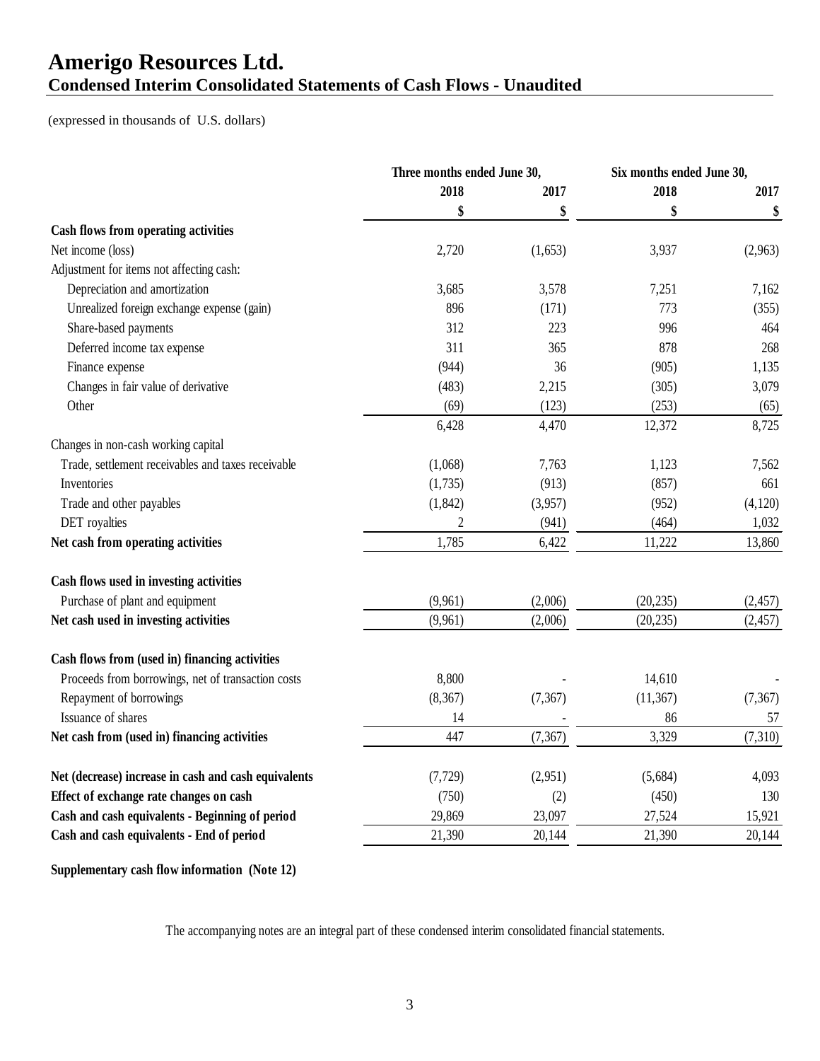# Amerigo Resources Ltd.
## Condensed Interim Consolidated Statements of Cash Flows - Unaudited

(expressed in thousands of U.S. dollars)

| | Three months ended June 30, | | Six months ended June 30, | |
|---|---|---|---|---|
| | 2018 | 2017 | 2018 | 2017 |
| | $ | $ | $ | $ |
| **Cash flows from operating activities** | | | | |
| Net income (loss) | 2,720 | (1,653) | 3,937 | (2,963) |
| Adjustment for items not affecting cash: | | | | |
| Depreciation and amortization | 3,685 | 3,578 | 7,251 | 7,162 |
| Unrealized foreign exchange expense (gain) | 896 | (171) | 773 | (355) |
| Share-based payments | 312 | 223 | 996 | 464 |
| Deferred income tax expense | 311 | 365 | 878 | 268 |
| Finance expense | (944) | 36 | (905) | 1,135 |
| Changes in fair value of derivative | (483) | 2,215 | (305) | 3,079 |
| Other | (69) | (123) | (253) | (65) |
| | 6,428 | 4,470 | 12,372 | 8,725 |
| Changes in non-cash working capital | | | | |
| Trade, settlement receivables and taxes receivable | (1,068) | 7,763 | 1,123 | 7,562 |
| Inventories | (1,735) | (913) | (857) | 661 |
| Trade and other payables | (1,842) | (3,957) | (952) | (4,120) |
| DET royalties | 2 | (941) | (464) | 1,032 |
| **Net cash from operating activities** | 1,785 | 6,422 | 11,222 | 13,860 |
| | | | | |
| **Cash flows used in investing activities** | | | | |
| Purchase of plant and equipment | (9,961) | (2,006) | (20,235) | (2,457) |
| **Net cash used in investing activities** | (9,961) | (2,006) | (20,235) | (2,457) |
| | | | | |
| **Cash flows from (used in) financing activities** | | | | |
| Proceeds from borrowings, net of transaction costs | 8,800 | - | 14,610 | - |
| Repayment of borrowings | (8,367) | (7,367) | (11,367) | (7,367) |
| Issuance of shares | 14 | - | 86 | 57 |
| **Net cash from (used in) financing activities** | 447 | (7,367) | 3,329 | (7,310) |
| | | | | |
| **Net (decrease) increase in cash and cash equivalents** | (7,729) | (2,951) | (5,684) | 4,093 |
| **Effect of exchange rate changes on cash** | (750) | (2) | (450) | 130 |
| **Cash and cash equivalents - Beginning of period** | 29,869 | 23,097 | 27,524 | 15,921 |
| **Cash and cash equivalents - End of period** | 21,390 | 20,144 | 21,390 | 20,144 |

**Supplementary cash flow information (Note 12)**

The accompanying notes are an integral part of these condensed interim consolidated financial statements.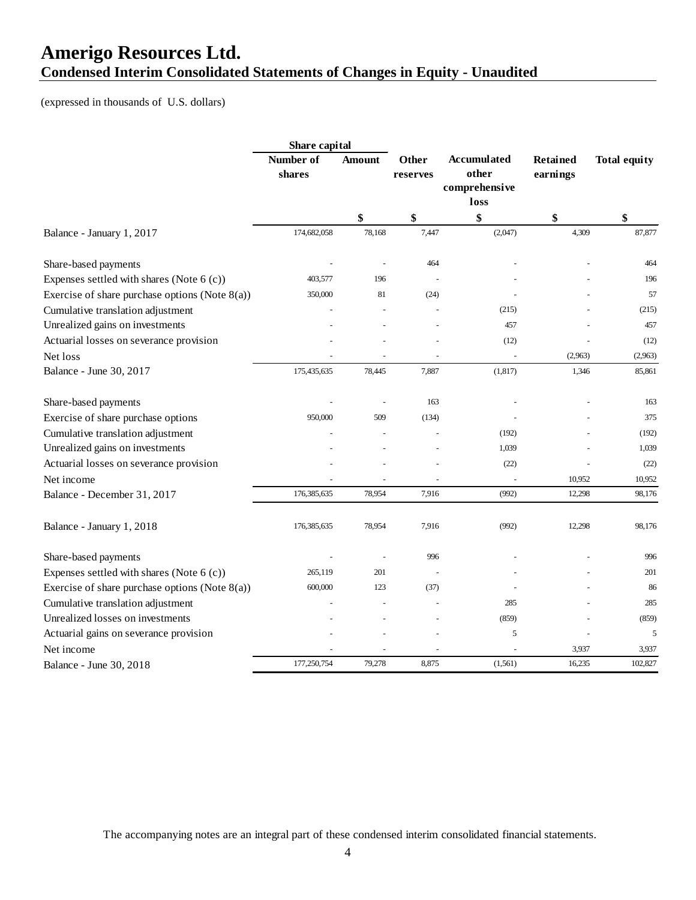# Amerigo Resources Ltd.
## Condensed Interim Consolidated Statements of Changes in Equity - Unaudited

(expressed in thousands of U.S. dollars)

| | Share capital | | | | | |
|---|---|---|---|---|---|---|
| | Number of shares | Amount | Other reserves | Accumulated other comprehensive loss | Retained earnings | Total equity |
| | | $ | $ | $ | $ | $ |
| Balance - January 1, 2017 | 174,682,058 | 78,168 | 7,447 | (2,047) | 4,309 | 87,877 |
| Share-based payments | - | - | 464 | - | - | 464 |
| Expenses settled with shares (Note 6 (c)) | 403,577 | 196 | - | - | - | 196 |
| Exercise of share purchase options (Note 8(a)) | 350,000 | 81 | (24) | - | - | 57 |
| Cumulative translation adjustment | - | - | - | (215) | - | (215) |
| Unrealized gains on investments | - | - | - | 457 | - | 457 |
| Actuarial losses on severance provision | - | - | - | (12) | - | (12) |
| Net loss | - | - | - | - | (2,963) | (2,963) |
| Balance - June 30, 2017 | 175,435,635 | 78,445 | 7,887 | (1,817) | 1,346 | 85,861 |
| Share-based payments | - | - | 163 | - | - | 163 |
| Exercise of share purchase options | 950,000 | 509 | (134) | - | - | 375 |
| Cumulative translation adjustment | - | - | - | (192) | - | (192) |
| Unrealized gains on investments | - | - | - | 1,039 | - | 1,039 |
| Actuarial losses on severance provision | - | - | - | (22) | - | (22) |
| Net income | - | - | - | - | 10,952 | 10,952 |
| Balance - December 31, 2017 | 176,385,635 | 78,954 | 7,916 | (992) | 12,298 | 98,176 |
| Balance - January 1, 2018 | 176,385,635 | 78,954 | 7,916 | (992) | 12,298 | 98,176 |
| Share-based payments | - | - | 996 | - | - | 996 |
| Expenses settled with shares (Note 6 (c)) | 265,119 | 201 | - | - | - | 201 |
| Exercise of share purchase options (Note 8(a)) | 600,000 | 123 | (37) | - | - | 86 |
| Cumulative translation adjustment | - | - | - | 285 | - | 285 |
| Unrealized losses on investments | - | - | - | (859) | - | (859) |
| Actuarial gains on severance provision | - | - | - | 5 | - | 5 |
| Net income | - | - | - | - | 3,937 | 3,937 |
| Balance - June 30, 2018 | 177,250,754 | 79,278 | 8,875 | (1,561) | 16,235 | 102,827 |

The accompanying notes are an integral part of these condensed interim consolidated financial statements.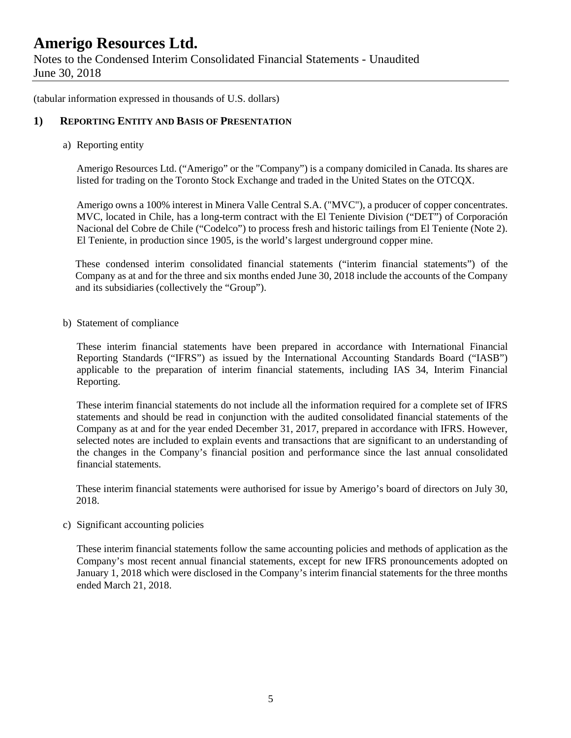(tabular information expressed in thousands of U.S. dollars)

## 1) Reporting Entity and Basis of Presentation

a) Reporting entity

Amerigo Resources Ltd. ("Amerigo" or the "Company") is a company domiciled in Canada. Its shares are listed for trading on the Toronto Stock Exchange and traded in the United States on the OTCQX.

Amerigo owns a 100% interest in Minera Valle Central S.A. ("MVC"), a producer of copper concentrates. MVC, located in Chile, has a long-term contract with the El Teniente Division ("DET") of Corporación Nacional del Cobre de Chile ("Codelco") to process fresh and historic tailings from El Teniente (Note 2). El Teniente, in production since 1905, is the world's largest underground copper mine.

These condensed interim consolidated financial statements ("interim financial statements") of the Company as at and for the three and six months ended June 30, 2018 include the accounts of the Company and its subsidiaries (collectively the "Group").

b) Statement of compliance

These interim financial statements have been prepared in accordance with International Financial Reporting Standards ("IFRS") as issued by the International Accounting Standards Board ("IASB") applicable to the preparation of interim financial statements, including IAS 34, Interim Financial Reporting.

These interim financial statements do not include all the information required for a complete set of IFRS statements and should be read in conjunction with the audited consolidated financial statements of the Company as at and for the year ended December 31, 2017, prepared in accordance with IFRS. However, selected notes are included to explain events and transactions that are significant to an understanding of the changes in the Company's financial position and performance since the last annual consolidated financial statements.

These interim financial statements were authorised for issue by Amerigo's board of directors on July 30, 2018.

c) Significant accounting policies

These interim financial statements follow the same accounting policies and methods of application as the Company's most recent annual financial statements, except for new IFRS pronouncements adopted on January 1, 2018 which were disclosed in the Company's interim financial statements for the three months ended March 21, 2018.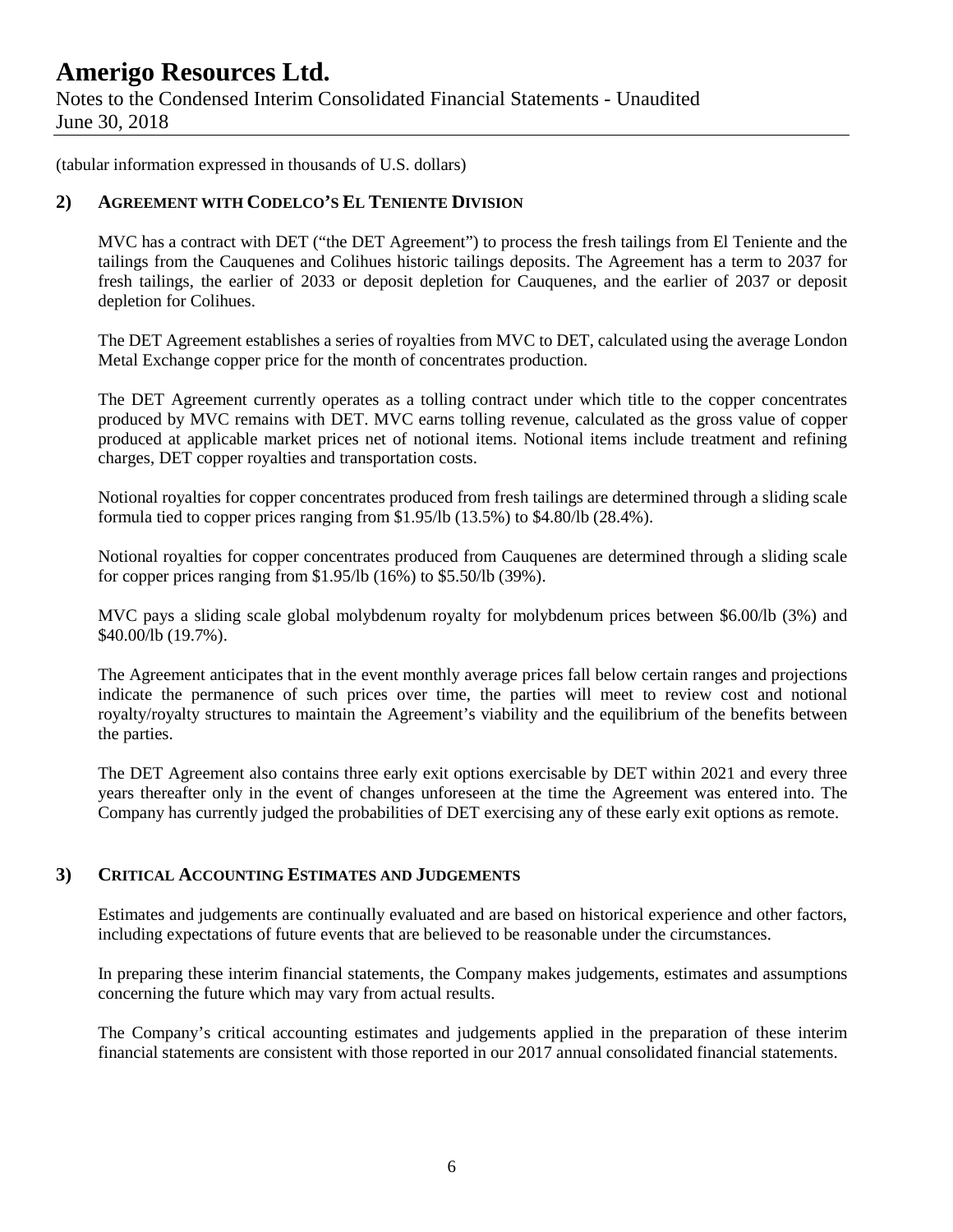# Amerigo Resources Ltd.

Notes to the Condensed Interim Consolidated Financial Statements - Unaudited
June 30, 2018

(tabular information expressed in thousands of U.S. dollars)

## 2) AGREEMENT WITH CODELCO'S EL TENIENTE DIVISION

MVC has a contract with DET ("the DET Agreement") to process the fresh tailings from El Teniente and the tailings from the Cauquenes and Colihues historic tailings deposits. The Agreement has a term to 2037 for fresh tailings, the earlier of 2033 or deposit depletion for Cauquenes, and the earlier of 2037 or deposit depletion for Colihues.

The DET Agreement establishes a series of royalties from MVC to DET, calculated using the average London Metal Exchange copper price for the month of concentrates production.

The DET Agreement currently operates as a tolling contract under which title to the copper concentrates produced by MVC remains with DET. MVC earns tolling revenue, calculated as the gross value of copper produced at applicable market prices net of notional items. Notional items include treatment and refining charges, DET copper royalties and transportation costs.

Notional royalties for copper concentrates produced from fresh tailings are determined through a sliding scale formula tied to copper prices ranging from $1.95/lb (13.5%) to $4.80/lb (28.4%).

Notional royalties for copper concentrates produced from Cauquenes are determined through a sliding scale for copper prices ranging from $1.95/lb (16%) to $5.50/lb (39%).

MVC pays a sliding scale global molybdenum royalty for molybdenum prices between $6.00/lb (3%) and $40.00/lb (19.7%).

The Agreement anticipates that in the event monthly average prices fall below certain ranges and projections indicate the permanence of such prices over time, the parties will meet to review cost and notional royalty/royalty structures to maintain the Agreement's viability and the equilibrium of the benefits between the parties.

The DET Agreement also contains three early exit options exercisable by DET within 2021 and every three years thereafter only in the event of changes unforeseen at the time the Agreement was entered into. The Company has currently judged the probabilities of DET exercising any of these early exit options as remote.

## 3) CRITICAL ACCOUNTING ESTIMATES AND JUDGEMENTS

Estimates and judgements are continually evaluated and are based on historical experience and other factors, including expectations of future events that are believed to be reasonable under the circumstances.

In preparing these interim financial statements, the Company makes judgements, estimates and assumptions concerning the future which may vary from actual results.

The Company's critical accounting estimates and judgements applied in the preparation of these interim financial statements are consistent with those reported in our 2017 annual consolidated financial statements.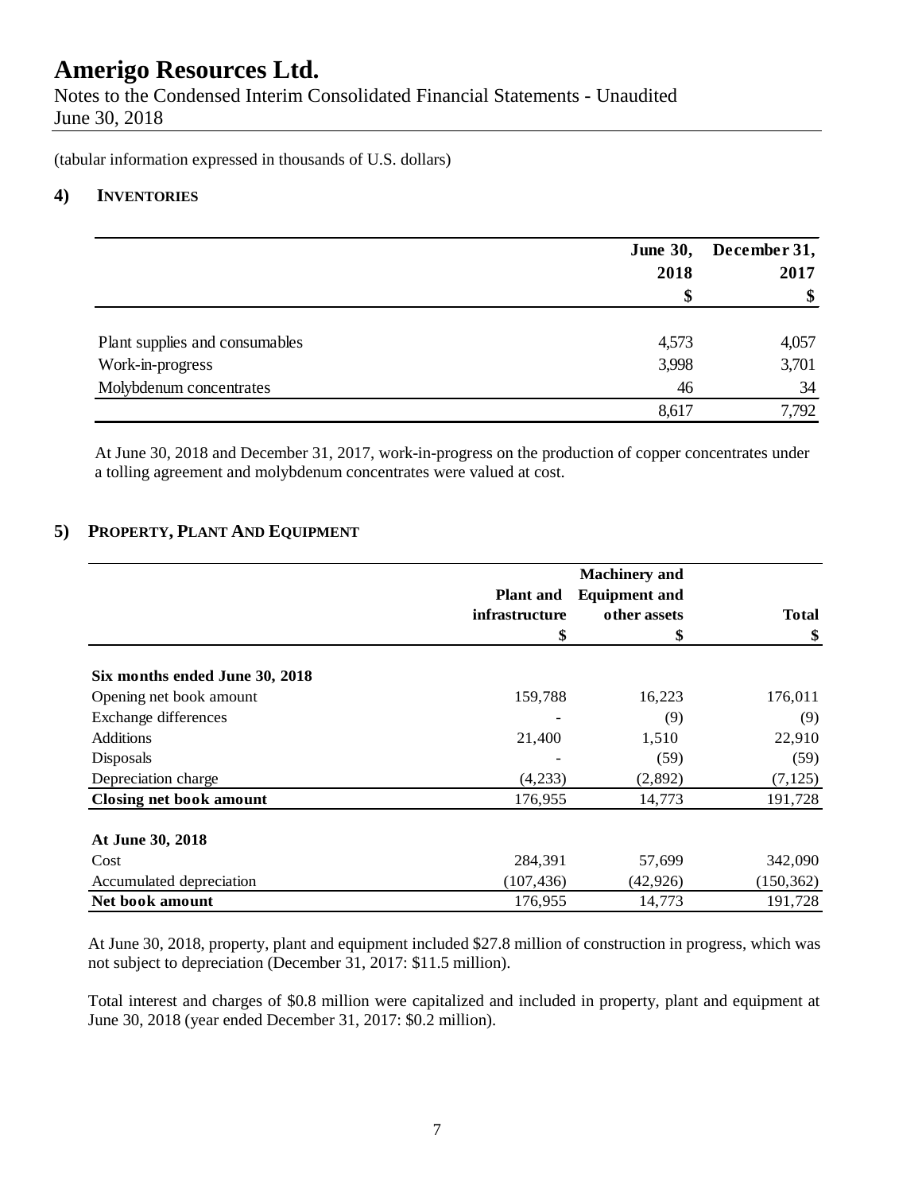# Amerigo Resources Ltd.

Notes to the Condensed Interim Consolidated Financial Statements - Unaudited
June 30, 2018

(tabular information expressed in thousands of U.S. dollars)

## 4) Inventories

| | June 30, 2018 $ | December 31, 2017 $ |
|---|---|---|
| Plant supplies and consumables | 4,573 | 4,057 |
| Work-in-progress | 3,998 | 3,701 |
| Molybdenum concentrates | 46 | 34 |
| | 8,617 | 7,792 |

At June 30, 2018 and December 31, 2017, work-in-progress on the production of copper concentrates under a tolling agreement and molybdenum concentrates were valued at cost.

## 5) Property, Plant And Equipment

| | Plant and infrastructure $ | Machinery and Equipment and other assets $ | Total $ |
|---|---|---|---|
| **Six months ended June 30, 2018** | | | |
| Opening net book amount | 159,788 | 16,223 | 176,011 |
| Exchange differences | - | (9) | (9) |
| Additions | 21,400 | 1,510 | 22,910 |
| Disposals | - | (59) | (59) |
| Depreciation charge | (4,233) | (2,892) | (7,125) |
| **Closing net book amount** | 176,955 | 14,773 | 191,728 |
| | | | |
| **At June 30, 2018** | | | |
| Cost | 284,391 | 57,699 | 342,090 |
| Accumulated depreciation | (107,436) | (42,926) | (150,362) |
| **Net book amount** | 176,955 | 14,773 | 191,728 |

At June 30, 2018, property, plant and equipment included \$27.8 million of construction in progress, which was not subject to depreciation (December 31, 2017: \$11.5 million).

Total interest and charges of \$0.8 million were capitalized and included in property, plant and equipment at June 30, 2018 (year ended December 31, 2017: \$0.2 million).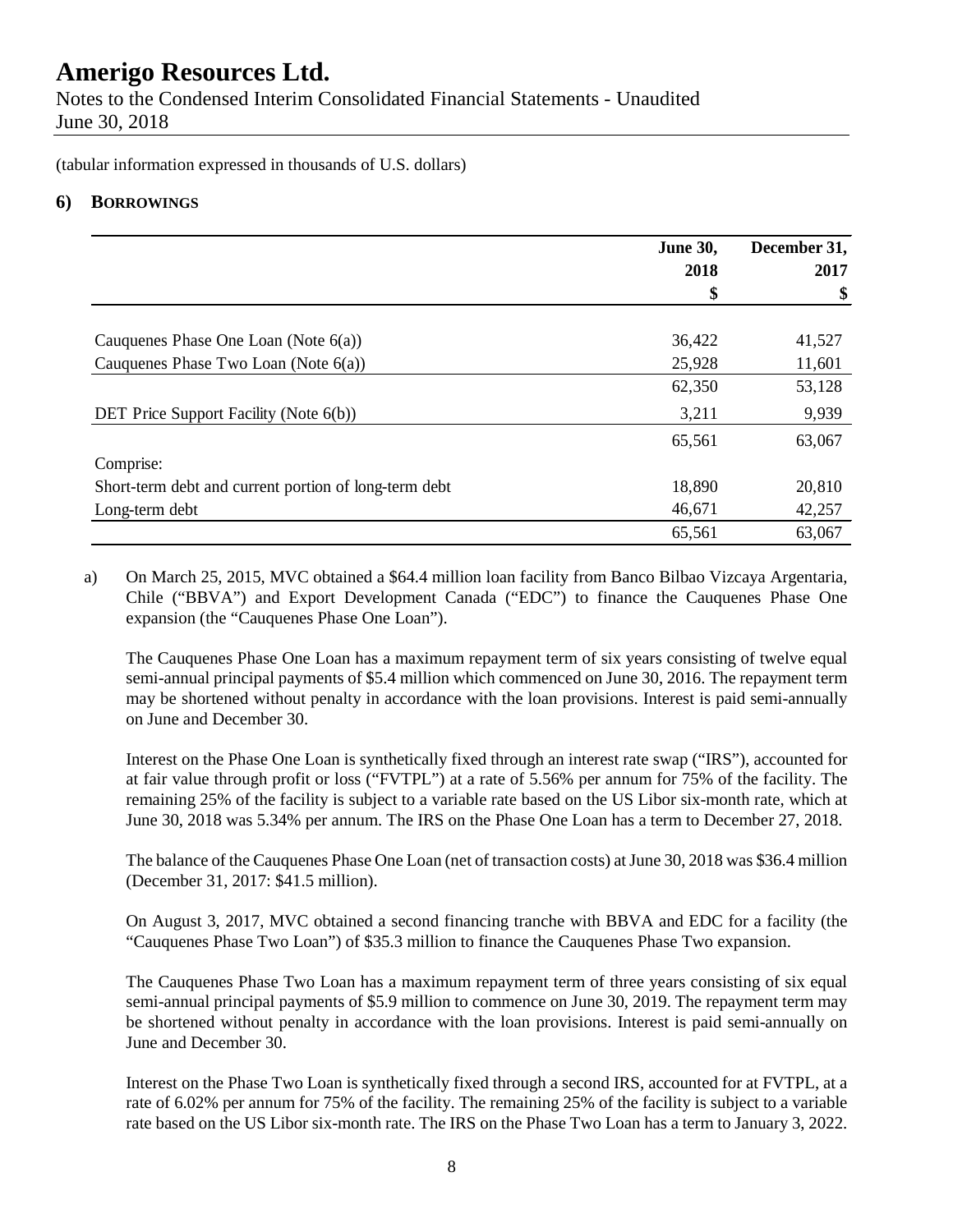(tabular information expressed in thousands of U.S. dollars)

## 6) BORROWINGS

| | June 30, 2018 $ | December 31, 2017 $ |
|---|---|---|
| Cauquenes Phase One Loan (Note 6(a)) | 36,422 | 41,527 |
| Cauquenes Phase Two Loan (Note 6(a)) | 25,928 | 11,601 |
| | 62,350 | 53,128 |
| DET Price Support Facility (Note 6(b)) | 3,211 | 9,939 |
| | 65,561 | 63,067 |
| Comprise: | | |
| Short-term debt and current portion of long-term debt | 18,890 | 20,810 |
| Long-term debt | 46,671 | 42,257 |
| | 65,561 | 63,067 |

a) On March 25, 2015, MVC obtained a $64.4 million loan facility from Banco Bilbao Vizcaya Argentaria, Chile ("BBVA") and Export Development Canada ("EDC") to finance the Cauquenes Phase One expansion (the "Cauquenes Phase One Loan").

The Cauquenes Phase One Loan has a maximum repayment term of six years consisting of twelve equal semi-annual principal payments of $5.4 million which commenced on June 30, 2016. The repayment term may be shortened without penalty in accordance with the loan provisions. Interest is paid semi-annually on June and December 30.

Interest on the Phase One Loan is synthetically fixed through an interest rate swap ("IRS"), accounted for at fair value through profit or loss ("FVTPL") at a rate of 5.56% per annum for 75% of the facility. The remaining 25% of the facility is subject to a variable rate based on the US Libor six-month rate, which at June 30, 2018 was 5.34% per annum. The IRS on the Phase One Loan has a term to December 27, 2018.

The balance of the Cauquenes Phase One Loan (net of transaction costs) at June 30, 2018 was $36.4 million (December 31, 2017: $41.5 million).

On August 3, 2017, MVC obtained a second financing tranche with BBVA and EDC for a facility (the "Cauquenes Phase Two Loan") of $35.3 million to finance the Cauquenes Phase Two expansion.

The Cauquenes Phase Two Loan has a maximum repayment term of three years consisting of six equal semi-annual principal payments of $5.9 million to commence on June 30, 2019. The repayment term may be shortened without penalty in accordance with the loan provisions. Interest is paid semi-annually on June and December 30.

Interest on the Phase Two Loan is synthetically fixed through a second IRS, accounted for at FVTPL, at a rate of 6.02% per annum for 75% of the facility. The remaining 25% of the facility is subject to a variable rate based on the US Libor six-month rate. The IRS on the Phase Two Loan has a term to January 3, 2022.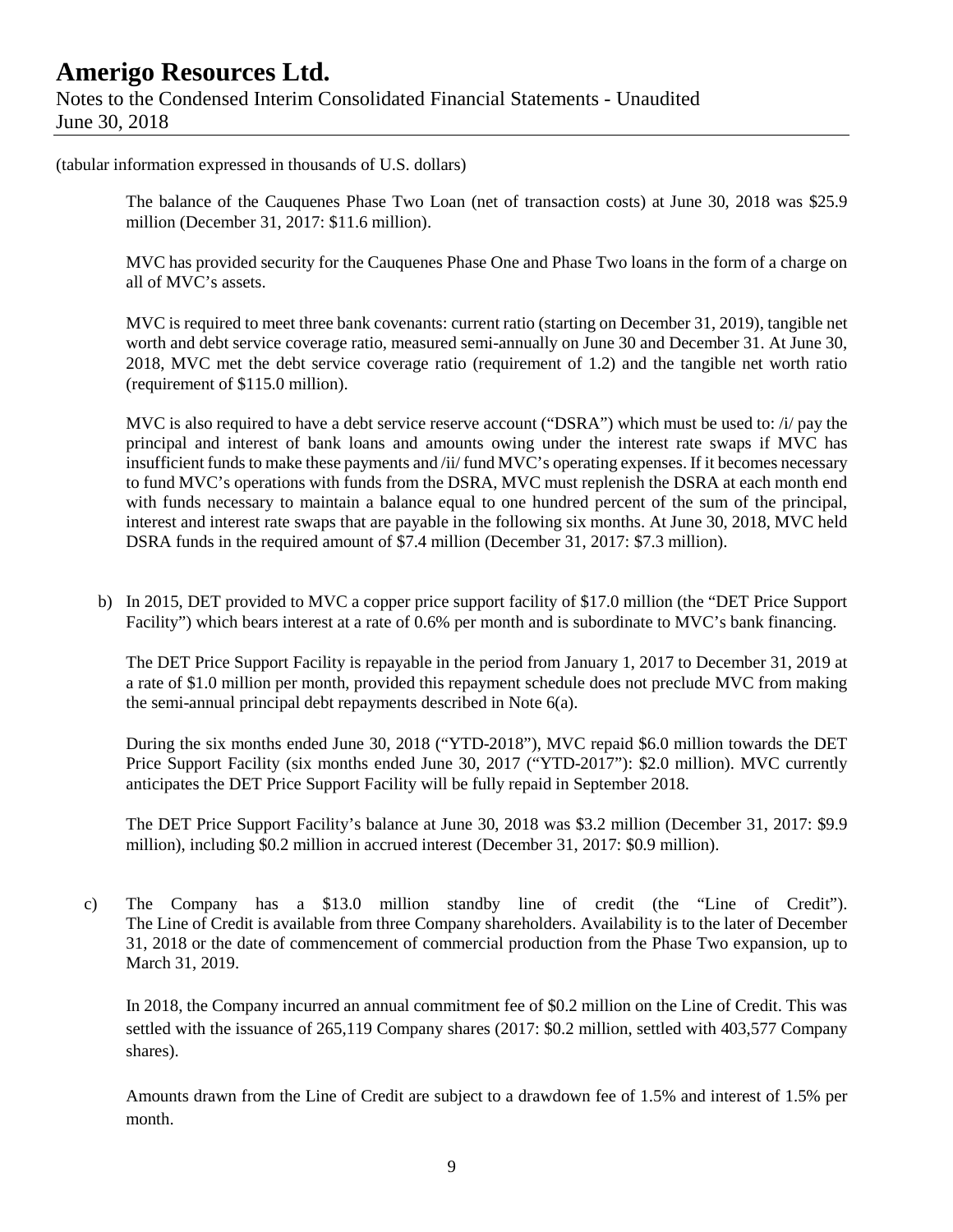(tabular information expressed in thousands of U.S. dollars)

The balance of the Cauquenes Phase Two Loan (net of transaction costs) at June 30, 2018 was $25.9 million (December 31, 2017: $11.6 million).

MVC has provided security for the Cauquenes Phase One and Phase Two loans in the form of a charge on all of MVC's assets.

MVC is required to meet three bank covenants: current ratio (starting on December 31, 2019), tangible net worth and debt service coverage ratio, measured semi-annually on June 30 and December 31. At June 30, 2018, MVC met the debt service coverage ratio (requirement of 1.2) and the tangible net worth ratio (requirement of $115.0 million).

MVC is also required to have a debt service reserve account ("DSRA") which must be used to: /i/ pay the principal and interest of bank loans and amounts owing under the interest rate swaps if MVC has insufficient funds to make these payments and /ii/ fund MVC's operating expenses. If it becomes necessary to fund MVC's operations with funds from the DSRA, MVC must replenish the DSRA at each month end with funds necessary to maintain a balance equal to one hundred percent of the sum of the principal, interest and interest rate swaps that are payable in the following six months. At June 30, 2018, MVC held DSRA funds in the required amount of $7.4 million (December 31, 2017: $7.3 million).

b) In 2015, DET provided to MVC a copper price support facility of $17.0 million (the "DET Price Support Facility") which bears interest at a rate of 0.6% per month and is subordinate to MVC's bank financing.

The DET Price Support Facility is repayable in the period from January 1, 2017 to December 31, 2019 at a rate of $1.0 million per month, provided this repayment schedule does not preclude MVC from making the semi-annual principal debt repayments described in Note 6(a).

During the six months ended June 30, 2018 ("YTD-2018"), MVC repaid $6.0 million towards the DET Price Support Facility (six months ended June 30, 2017 ("YTD-2017"): $2.0 million). MVC currently anticipates the DET Price Support Facility will be fully repaid in September 2018.

The DET Price Support Facility's balance at June 30, 2018 was $3.2 million (December 31, 2017: $9.9 million), including $0.2 million in accrued interest (December 31, 2017: $0.9 million).

c) The Company has a $13.0 million standby line of credit (the "Line of Credit"). The Line of Credit is available from three Company shareholders. Availability is to the later of December 31, 2018 or the date of commencement of commercial production from the Phase Two expansion, up to March 31, 2019.

In 2018, the Company incurred an annual commitment fee of $0.2 million on the Line of Credit. This was settled with the issuance of 265,119 Company shares (2017: $0.2 million, settled with 403,577 Company shares).

Amounts drawn from the Line of Credit are subject to a drawdown fee of 1.5% and interest of 1.5% per month.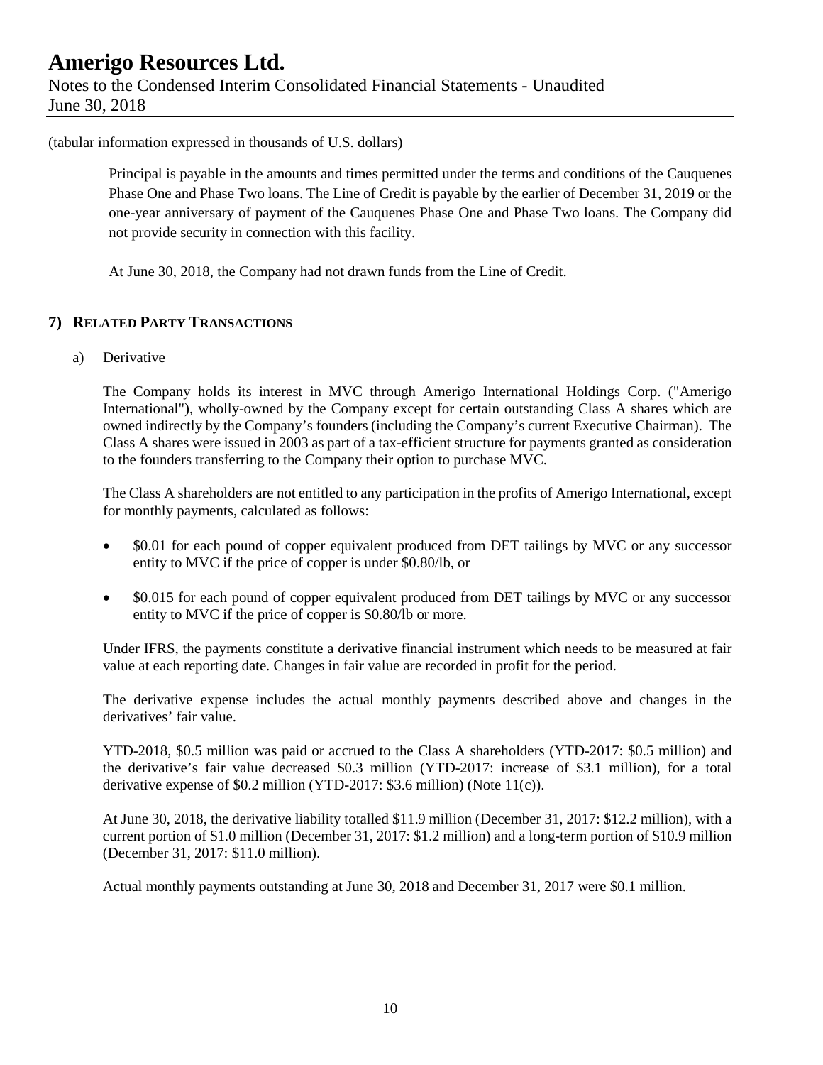(tabular information expressed in thousands of U.S. dollars)

Principal is payable in the amounts and times permitted under the terms and conditions of the Cauquenes Phase One and Phase Two loans. The Line of Credit is payable by the earlier of December 31, 2019 or the one-year anniversary of payment of the Cauquenes Phase One and Phase Two loans. The Company did not provide security in connection with this facility.

At June 30, 2018, the Company had not drawn funds from the Line of Credit.

## 7) RELATED PARTY TRANSACTIONS

a) Derivative

The Company holds its interest in MVC through Amerigo International Holdings Corp. ("Amerigo International"), wholly-owned by the Company except for certain outstanding Class A shares which are owned indirectly by the Company's founders (including the Company's current Executive Chairman). The Class A shares were issued in 2003 as part of a tax-efficient structure for payments granted as consideration to the founders transferring to the Company their option to purchase MVC.

The Class A shareholders are not entitled to any participation in the profits of Amerigo International, except for monthly payments, calculated as follows:

- $0.01 for each pound of copper equivalent produced from DET tailings by MVC or any successor entity to MVC if the price of copper is under $0.80/lb, or
- $0.015 for each pound of copper equivalent produced from DET tailings by MVC or any successor entity to MVC if the price of copper is $0.80/lb or more.

Under IFRS, the payments constitute a derivative financial instrument which needs to be measured at fair value at each reporting date. Changes in fair value are recorded in profit for the period.

The derivative expense includes the actual monthly payments described above and changes in the derivatives' fair value.

YTD-2018, $0.5 million was paid or accrued to the Class A shareholders (YTD-2017: $0.5 million) and the derivative's fair value decreased $0.3 million (YTD-2017: increase of $3.1 million), for a total derivative expense of $0.2 million (YTD-2017: $3.6 million) (Note 11(c)).

At June 30, 2018, the derivative liability totalled $11.9 million (December 31, 2017: $12.2 million), with a current portion of $1.0 million (December 31, 2017: $1.2 million) and a long-term portion of $10.9 million (December 31, 2017: $11.0 million).

Actual monthly payments outstanding at June 30, 2018 and December 31, 2017 were $0.1 million.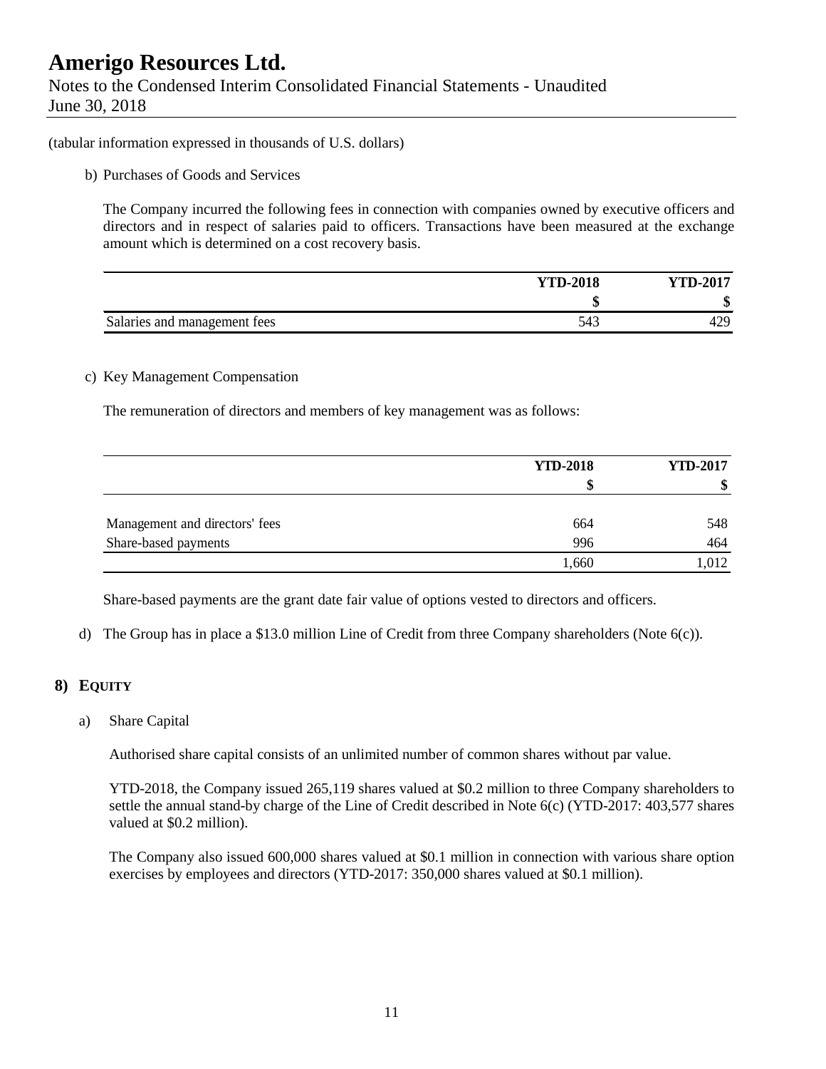(tabular information expressed in thousands of U.S. dollars)

b) Purchases of Goods and Services

The Company incurred the following fees in connection with companies owned by executive officers and directors and in respect of salaries paid to officers. Transactions have been measured at the exchange amount which is determined on a cost recovery basis.

| | YTD-2018 | YTD-2017 |
|---|---|---|
| | $ | $ |
| Salaries and management fees | 543 | 429 |

c) Key Management Compensation

The remuneration of directors and members of key management was as follows:

| | YTD-2018 | YTD-2017 |
|---|---|---|
| | $ | $ |
| Management and directors' fees | 664 | 548 |
| Share-based payments | 996 | 464 |
| | 1,660 | 1,012 |

Share-based payments are the grant date fair value of options vested to directors and officers.

d) The Group has in place a $13.0 million Line of Credit from three Company shareholders (Note 6(c)).

## 8) EQUITY

a) Share Capital

Authorised share capital consists of an unlimited number of common shares without par value.

YTD-2018, the Company issued 265,119 shares valued at $0.2 million to three Company shareholders to settle the annual stand-by charge of the Line of Credit described in Note 6(c) (YTD-2017: 403,577 shares valued at $0.2 million).

The Company also issued 600,000 shares valued at $0.1 million in connection with various share option exercises by employees and directors (YTD-2017: 350,000 shares valued at $0.1 million).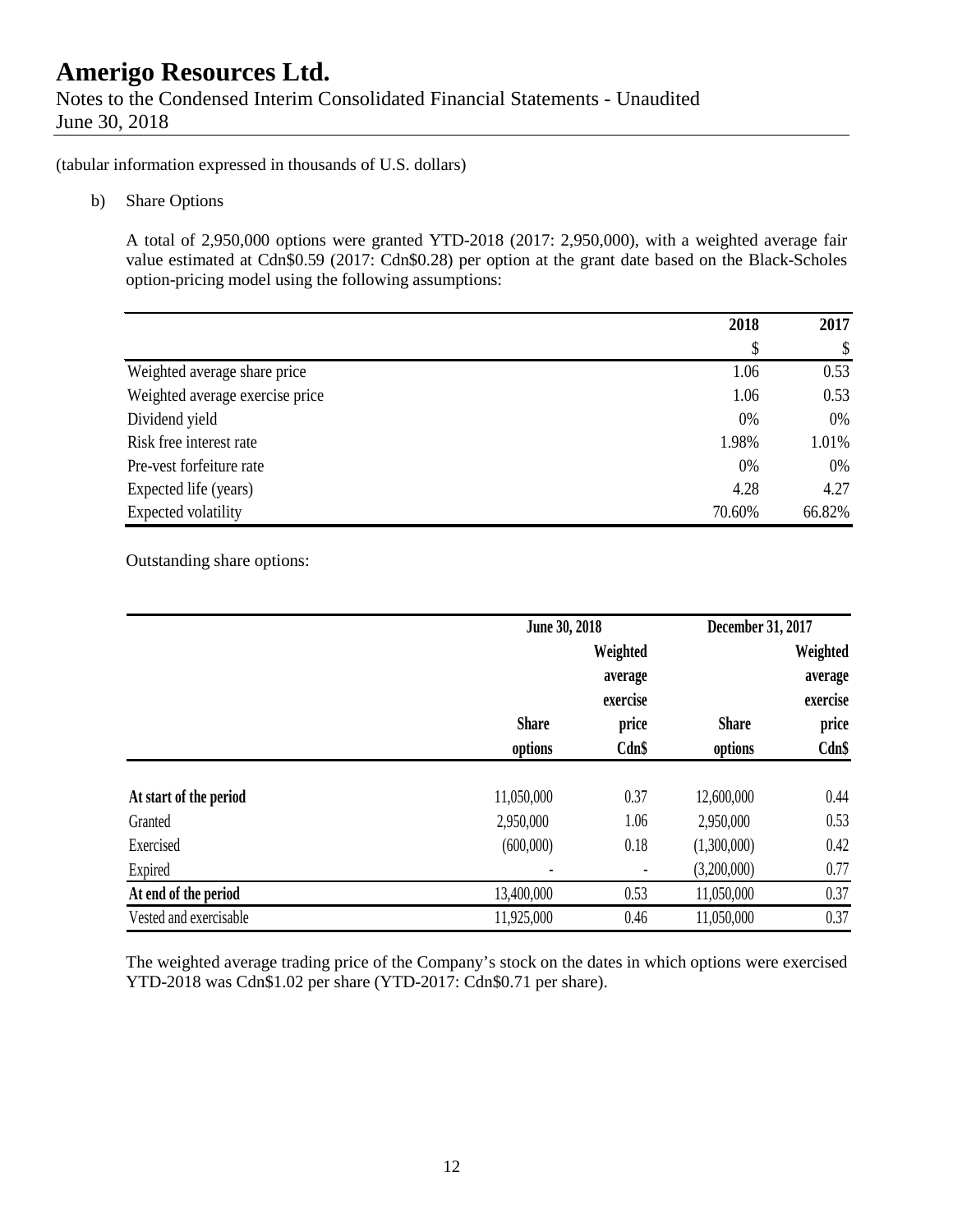(tabular information expressed in thousands of U.S. dollars)

b) Share Options

A total of 2,950,000 options were granted YTD-2018 (2017: 2,950,000), with a weighted average fair value estimated at Cdn$0.59 (2017: Cdn$0.28) per option at the grant date based on the Black-Scholes option-pricing model using the following assumptions:

| | 2018 | 2017 |
|---|---|---|
| | $ | $ |
| Weighted average share price | 1.06 | 0.53 |
| Weighted average exercise price | 1.06 | 0.53 |
| Dividend yield | 0% | 0% |
| Risk free interest rate | 1.98% | 1.01% |
| Pre-vest forfeiture rate | 0% | 0% |
| Expected life (years) | 4.28 | 4.27 |
| Expected volatility | 70.60% | 66.82% |

Outstanding share options:

| | June 30, 2018 | | December 31, 2017 | |
|---|---|---|---|---|
| | Share options | Weighted average exercise price Cdn$ | Share options | Weighted average exercise price Cdn$ |
| **At start of the period** | 11,050,000 | 0.37 | 12,600,000 | 0.44 |
| Granted | 2,950,000 | 1.06 | 2,950,000 | 0.53 |
| Exercised | (600,000) | 0.18 | (1,300,000) | 0.42 |
| Expired | - | - | (3,200,000) | 0.77 |
| **At end of the period** | 13,400,000 | 0.53 | 11,050,000 | 0.37 |
| Vested and exercisable | 11,925,000 | 0.46 | 11,050,000 | 0.37 |

The weighted average trading price of the Company's stock on the dates in which options were exercised YTD-2018 was Cdn$1.02 per share (YTD-2017: Cdn$0.71 per share).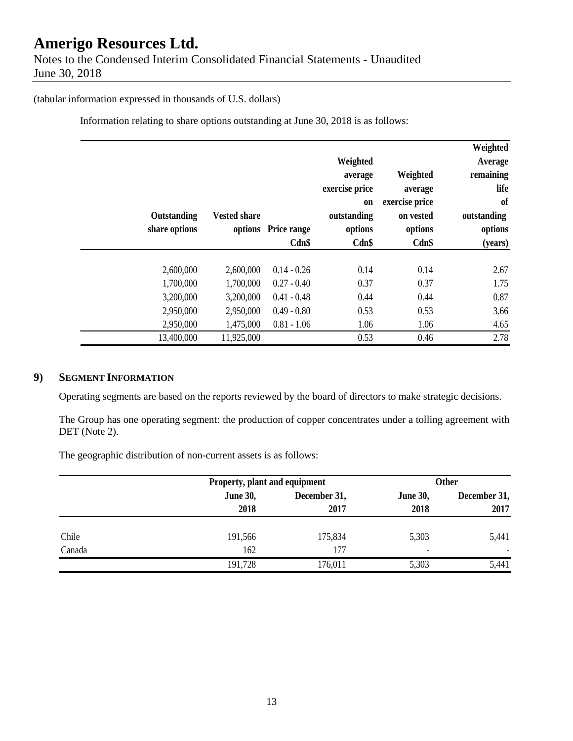(tabular information expressed in thousands of U.S. dollars)

Information relating to share options outstanding at June 30, 2018 is as follows:

| Outstanding share options | Vested share options | Price range Cdn$ | Weighted average exercise price on outstanding options Cdn$ | Weighted average exercise price on vested options Cdn$ | Weighted Average remaining life of outstanding options (years) |
|---|---|---|---|---|---|
| 2,600,000 | 2,600,000 | 0.14 - 0.26 | 0.14 | 0.14 | 2.67 |
| 1,700,000 | 1,700,000 | 0.27 - 0.40 | 0.37 | 0.37 | 1.75 |
| 3,200,000 | 3,200,000 | 0.41 - 0.48 | 0.44 | 0.44 | 0.87 |
| 2,950,000 | 2,950,000 | 0.49 - 0.80 | 0.53 | 0.53 | 3.66 |
| 2,950,000 | 1,475,000 | 0.81 - 1.06 | 1.06 | 1.06 | 4.65 |
| 13,400,000 | 11,925,000 | | 0.53 | 0.46 | 2.78 |

## 9) SEGMENT INFORMATION

Operating segments are based on the reports reviewed by the board of directors to make strategic decisions.

The Group has one operating segment: the production of copper concentrates under a tolling agreement with DET (Note 2).

The geographic distribution of non-current assets is as follows:

| | Property, plant and equipment | | Other | |
|---|---|---|---|---|
| | June 30, 2018 | December 31, 2017 | June 30, 2018 | December 31, 2017 |
| Chile | 191,566 | 175,834 | 5,303 | 5,441 |
| Canada | 162 | 177 | - | - |
| | 191,728 | 176,011 | 5,303 | 5,441 |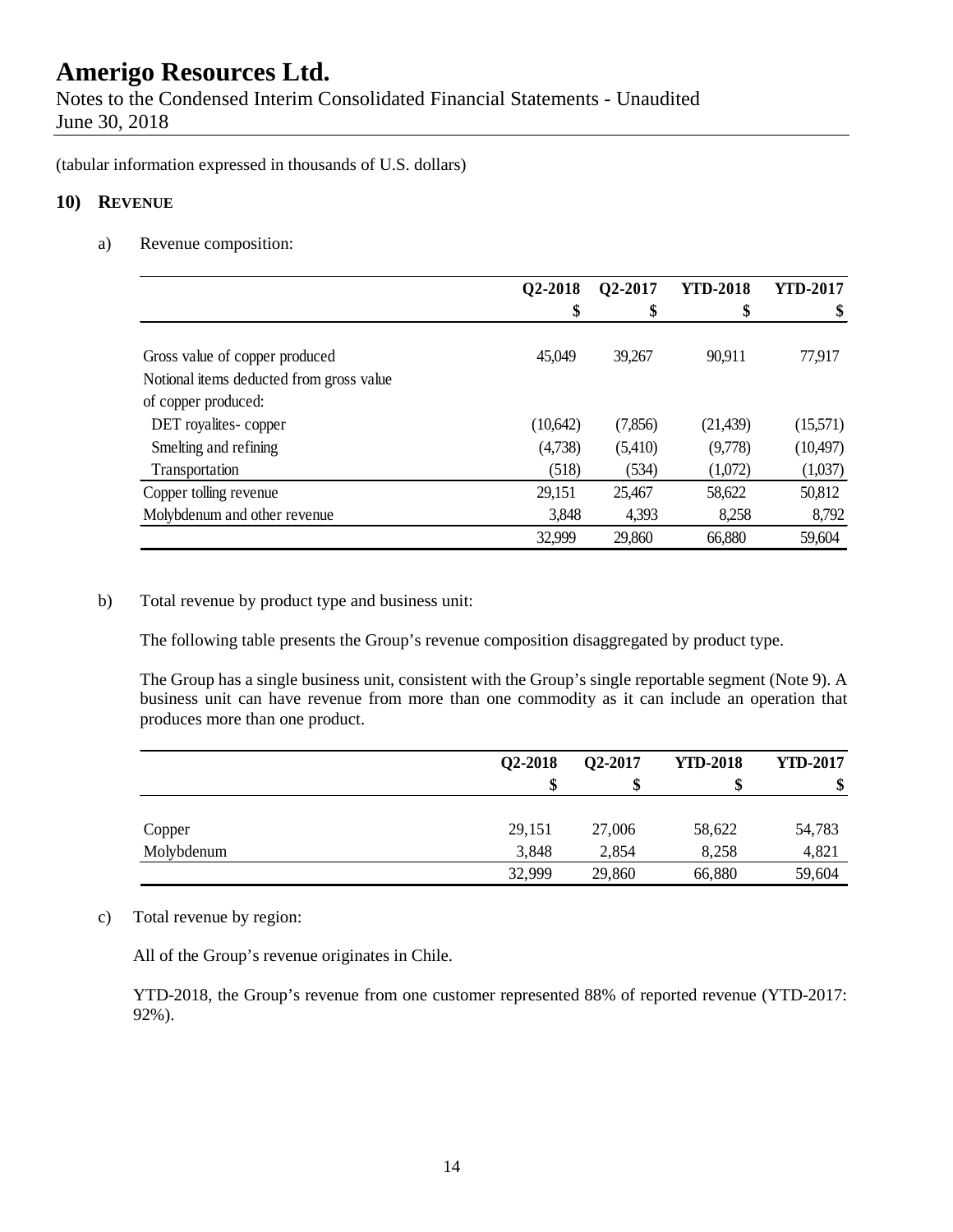# Amerigo Resources Ltd.

Notes to the Condensed Interim Consolidated Financial Statements - Unaudited
June 30, 2018

(tabular information expressed in thousands of U.S. dollars)

## 10) Revenue

a) Revenue composition:

| | Q2-2018 | Q2-2017 | YTD-2018 | YTD-2017 |
|---|---|---|---|---|
| | $ | $ | $ | $ |
| Gross value of copper produced | 45,049 | 39,267 | 90,911 | 77,917 |
| Notional items deducted from gross value of copper produced: | | | | |
| DET royalites- copper | (10,642) | (7,856) | (21,439) | (15,571) |
| Smelting and refining | (4,738) | (5,410) | (9,778) | (10,497) |
| Transportation | (518) | (534) | (1,072) | (1,037) |
| Copper tolling revenue | 29,151 | 25,467 | 58,622 | 50,812 |
| Molybdenum and other revenue | 3,848 | 4,393 | 8,258 | 8,792 |
| | 32,999 | 29,860 | 66,880 | 59,604 |

b) Total revenue by product type and business unit:

The following table presents the Group's revenue composition disaggregated by product type.

The Group has a single business unit, consistent with the Group's single reportable segment (Note 9). A business unit can have revenue from more than one commodity as it can include an operation that produces more than one product.

| | Q2-2018 | Q2-2017 | YTD-2018 | YTD-2017 |
|---|---|---|---|---|
| | $ | $ | $ | $ |
| Copper | 29,151 | 27,006 | 58,622 | 54,783 |
| Molybdenum | 3,848 | 2,854 | 8,258 | 4,821 |
| | 32,999 | 29,860 | 66,880 | 59,604 |

c) Total revenue by region:

All of the Group's revenue originates in Chile.

YTD-2018, the Group's revenue from one customer represented 88% of reported revenue (YTD-2017: 92%).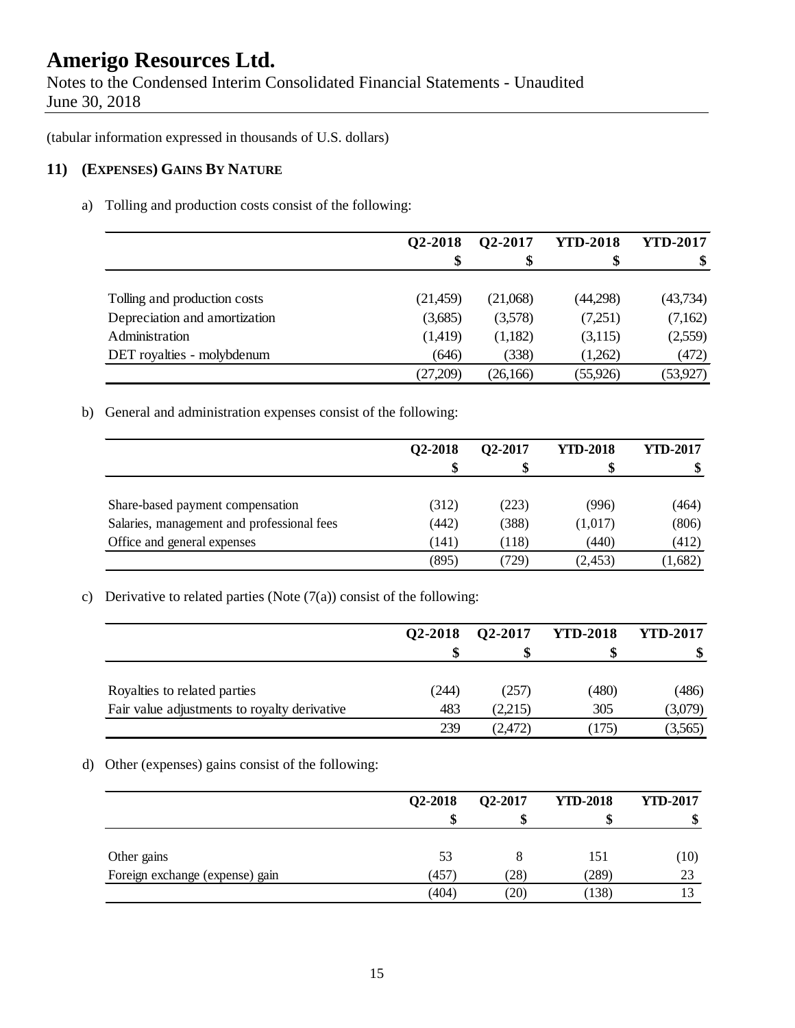# Amerigo Resources Ltd.

Notes to the Condensed Interim Consolidated Financial Statements - Unaudited
June 30, 2018

(tabular information expressed in thousands of U.S. dollars)

## 11) (EXPENSES) GAINS BY NATURE

a) Tolling and production costs consist of the following:

| | Q2-2018 | Q2-2017 | YTD-2018 | YTD-2017 |
|---|---|---|---|---|
| | $ | $ | $ | $ |
| Tolling and production costs | (21,459) | (21,068) | (44,298) | (43,734) |
| Depreciation and amortization | (3,685) | (3,578) | (7,251) | (7,162) |
| Administration | (1,419) | (1,182) | (3,115) | (2,559) |
| DET royalties - molybdenum | (646) | (338) | (1,262) | (472) |
| | (27,209) | (26,166) | (55,926) | (53,927) |

b) General and administration expenses consist of the following:

| | Q2-2018 | Q2-2017 | YTD-2018 | YTD-2017 |
|---|---|---|---|---|
| | $ | $ | $ | $ |
| Share-based payment compensation | (312) | (223) | (996) | (464) |
| Salaries, management and professional fees | (442) | (388) | (1,017) | (806) |
| Office and general expenses | (141) | (118) | (440) | (412) |
| | (895) | (729) | (2,453) | (1,682) |

c) Derivative to related parties (Note 7(a)) consist of the following:

| | Q2-2018 | Q2-2017 | YTD-2018 | YTD-2017 |
|---|---|---|---|---|
| | $ | $ | $ | $ |
| Royalties to related parties | (244) | (257) | (480) | (486) |
| Fair value adjustments to royalty derivative | 483 | (2,215) | 305 | (3,079) |
| | 239 | (2,472) | (175) | (3,565) |

d) Other (expenses) gains consist of the following:

| | Q2-2018 | Q2-2017 | YTD-2018 | YTD-2017 |
|---|---|---|---|---|
| | $ | $ | $ | $ |
| Other gains | 53 | 8 | 151 | (10) |
| Foreign exchange (expense) gain | (457) | (28) | (289) | 23 |
| | (404) | (20) | (138) | 13 |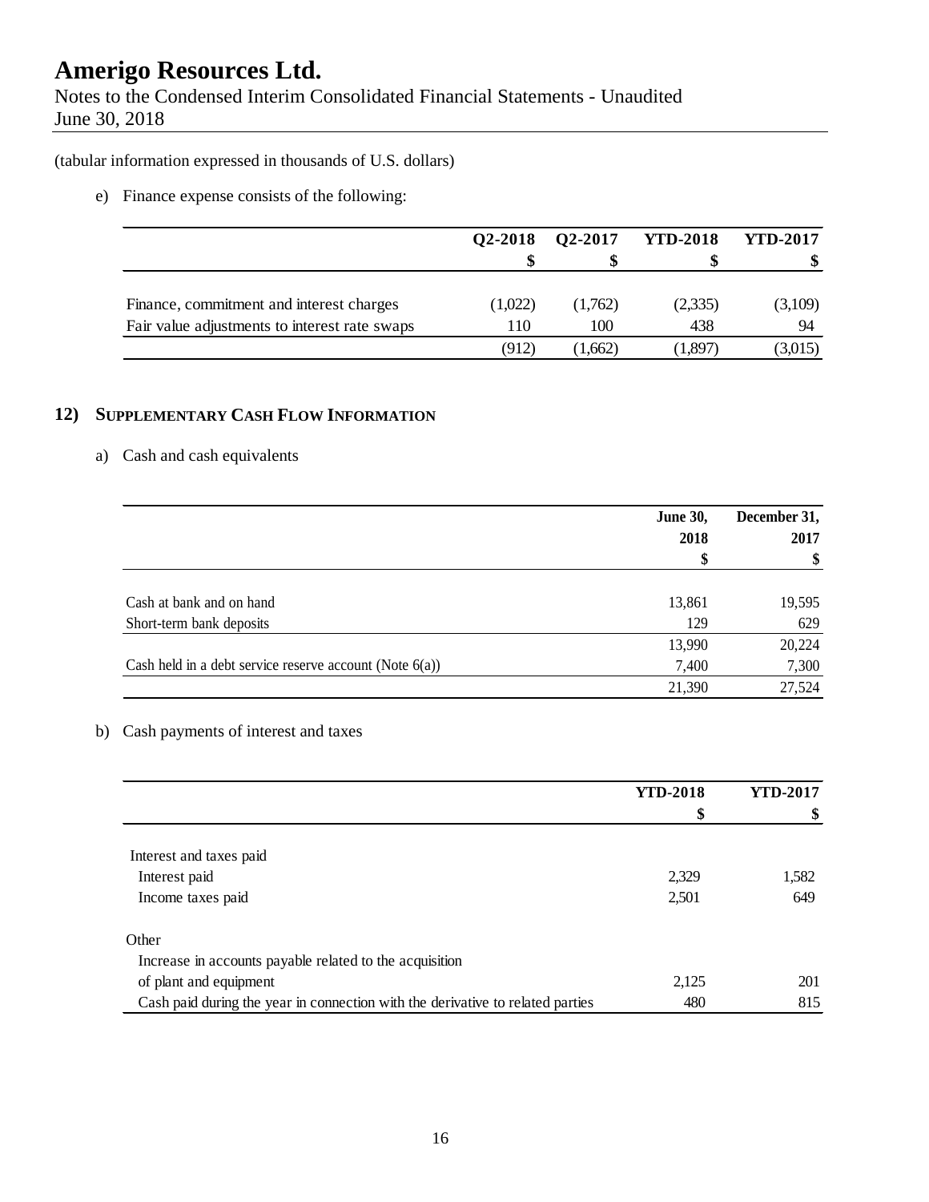(tabular information expressed in thousands of U.S. dollars)

e) Finance expense consists of the following:

| | Q2-2018 | Q2-2017 | YTD-2018 | YTD-2017 |
|---|---|---|---|---|
| | $ | $ | $ | $ |
| Finance, commitment and interest charges | (1,022) | (1,762) | (2,335) | (3,109) |
| Fair value adjustments to interest rate swaps | 110 | 100 | 438 | 94 |
| | (912) | (1,662) | (1,897) | (3,015) |

## 12) SUPPLEMENTARY CASH FLOW INFORMATION

a) Cash and cash equivalents

| | June 30, 2018 | December 31, 2017 |
|---|---|---|
| | $ | $ |
| Cash at bank and on hand | 13,861 | 19,595 |
| Short-term bank deposits | 129 | 629 |
| | 13,990 | 20,224 |
| Cash held in a debt service reserve account (Note 6(a)) | 7,400 | 7,300 |
| | 21,390 | 27,524 |

b) Cash payments of interest and taxes

| | YTD-2018 | YTD-2017 |
|---|---|---|
| | $ | $ |
| Interest and taxes paid | | |
| Interest paid | 2,329 | 1,582 |
| Income taxes paid | 2,501 | 649 |
| Other | | |
| Increase in accounts payable related to the acquisition of plant and equipment | 2,125 | 201 |
| Cash paid during the year in connection with the derivative to related parties | 480 | 815 |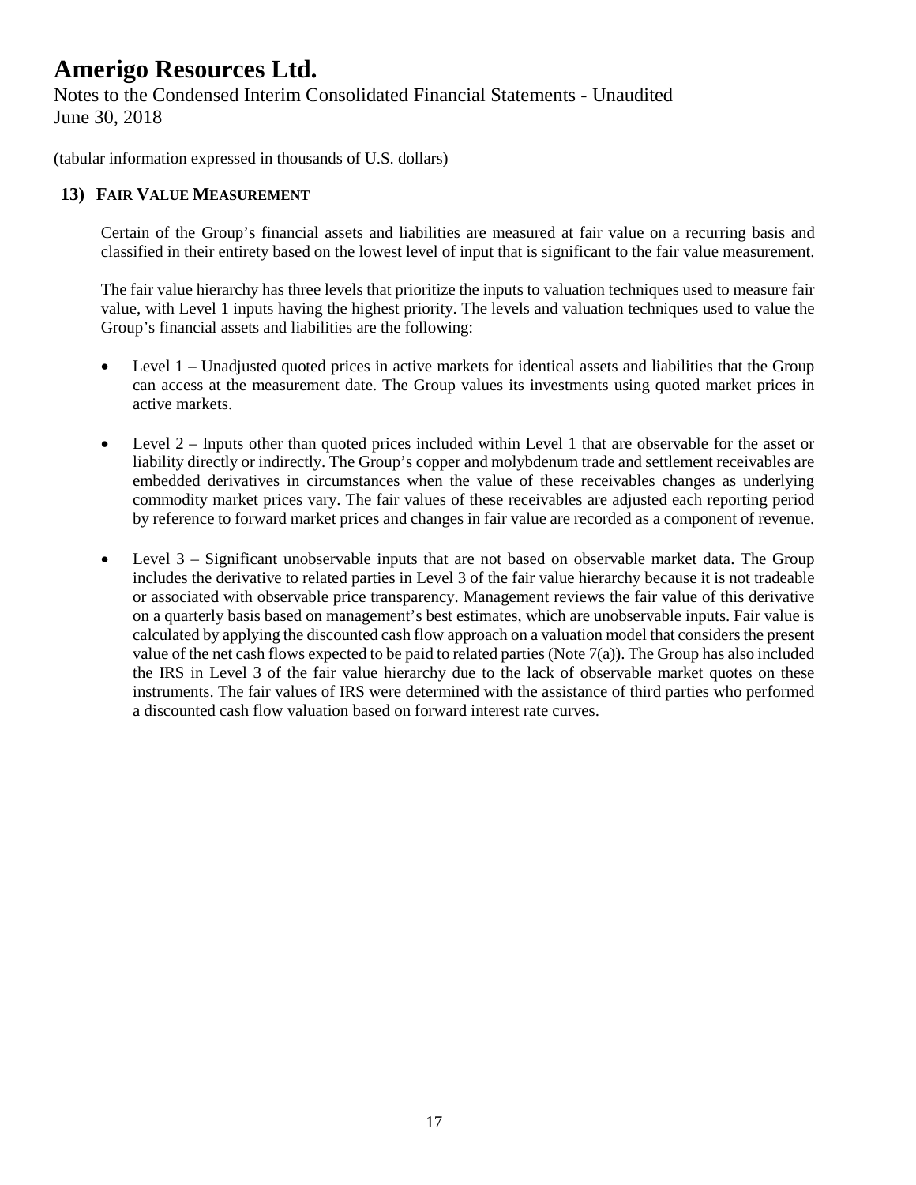(tabular information expressed in thousands of U.S. dollars)

## 13) FAIR VALUE MEASUREMENT

Certain of the Group's financial assets and liabilities are measured at fair value on a recurring basis and classified in their entirety based on the lowest level of input that is significant to the fair value measurement.

The fair value hierarchy has three levels that prioritize the inputs to valuation techniques used to measure fair value, with Level 1 inputs having the highest priority. The levels and valuation techniques used to value the Group's financial assets and liabilities are the following:

- Level 1 – Unadjusted quoted prices in active markets for identical assets and liabilities that the Group can access at the measurement date. The Group values its investments using quoted market prices in active markets.

- Level 2 – Inputs other than quoted prices included within Level 1 that are observable for the asset or liability directly or indirectly. The Group's copper and molybdenum trade and settlement receivables are embedded derivatives in circumstances when the value of these receivables changes as underlying commodity market prices vary. The fair values of these receivables are adjusted each reporting period by reference to forward market prices and changes in fair value are recorded as a component of revenue.

- Level 3 – Significant unobservable inputs that are not based on observable market data. The Group includes the derivative to related parties in Level 3 of the fair value hierarchy because it is not tradeable or associated with observable price transparency. Management reviews the fair value of this derivative on a quarterly basis based on management's best estimates, which are unobservable inputs. Fair value is calculated by applying the discounted cash flow approach on a valuation model that considers the present value of the net cash flows expected to be paid to related parties (Note 7(a)). The Group has also included the IRS in Level 3 of the fair value hierarchy due to the lack of observable market quotes on these instruments. The fair values of IRS were determined with the assistance of third parties who performed a discounted cash flow valuation based on forward interest rate curves.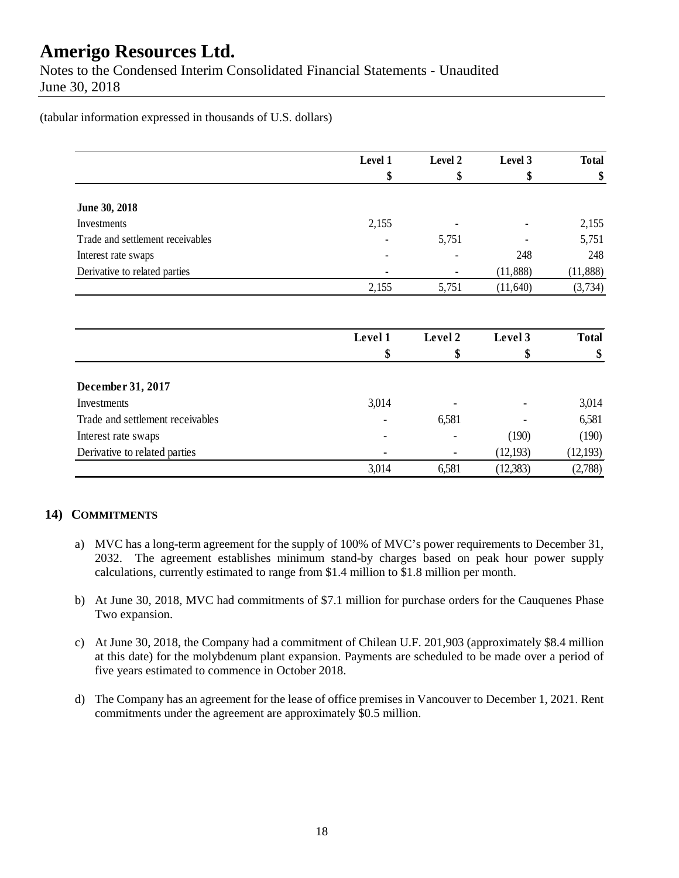(tabular information expressed in thousands of U.S. dollars)

| | Level 1 | Level 2 | Level 3 | Total |
|---|---|---|---|---|
| | $ | $ | $ | $ |
| **June 30, 2018** | | | | |
| Investments | 2,155 | - | - | 2,155 |
| Trade and settlement receivables | - | 5,751 | - | 5,751 |
| Interest rate swaps | - | - | 248 | 248 |
| Derivative to related parties | - | - | (11,888) | (11,888) |
| | 2,155 | 5,751 | (11,640) | (3,734) |

| | Level 1 | Level 2 | Level 3 | Total |
|---|---|---|---|---|
| | $ | $ | $ | $ |
| **December 31, 2017** | | | | |
| Investments | 3,014 | - | - | 3,014 |
| Trade and settlement receivables | - | 6,581 | - | 6,581 |
| Interest rate swaps | - | - | (190) | (190) |
| Derivative to related parties | - | - | (12,193) | (12,193) |
| | 3,014 | 6,581 | (12,383) | (2,788) |

## 14) COMMITMENTS

a) MVC has a long-term agreement for the supply of 100% of MVC's power requirements to December 31, 2032. The agreement establishes minimum stand-by charges based on peak hour power supply calculations, currently estimated to range from $1.4 million to $1.8 million per month.

b) At June 30, 2018, MVC had commitments of $7.1 million for purchase orders for the Cauquenes Phase Two expansion.

c) At June 30, 2018, the Company had a commitment of Chilean U.F. 201,903 (approximately $8.4 million at this date) for the molybdenum plant expansion. Payments are scheduled to be made over a period of five years estimated to commence in October 2018.

d) The Company has an agreement for the lease of office premises in Vancouver to December 1, 2021. Rent commitments under the agreement are approximately $0.5 million.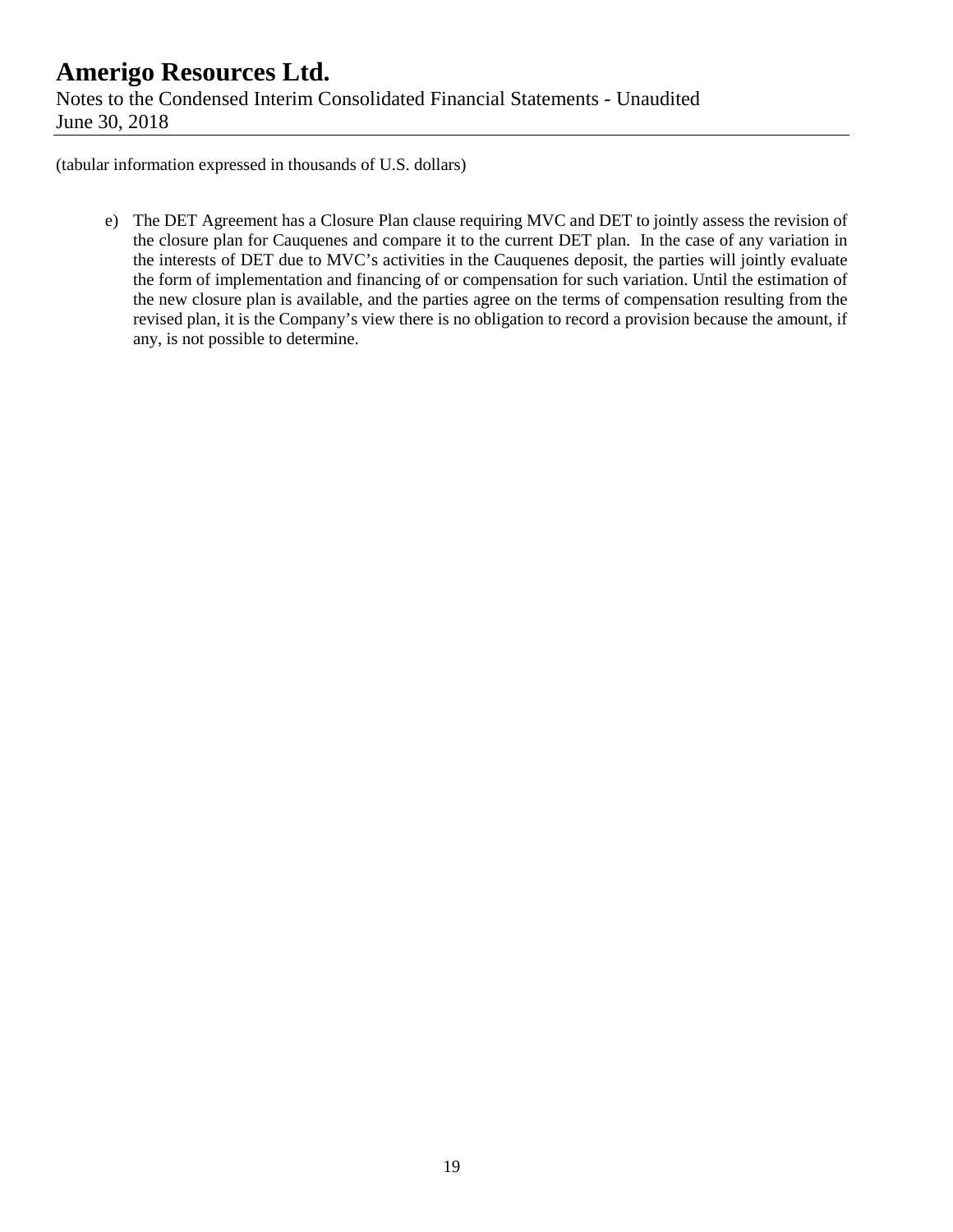(tabular information expressed in thousands of U.S. dollars)

e) The DET Agreement has a Closure Plan clause requiring MVC and DET to jointly assess the revision of the closure plan for Cauquenes and compare it to the current DET plan. In the case of any variation in the interests of DET due to MVC's activities in the Cauquenes deposit, the parties will jointly evaluate the form of implementation and financing of or compensation for such variation. Until the estimation of the new closure plan is available, and the parties agree on the terms of compensation resulting from the revised plan, it is the Company's view there is no obligation to record a provision because the amount, if any, is not possible to determine.